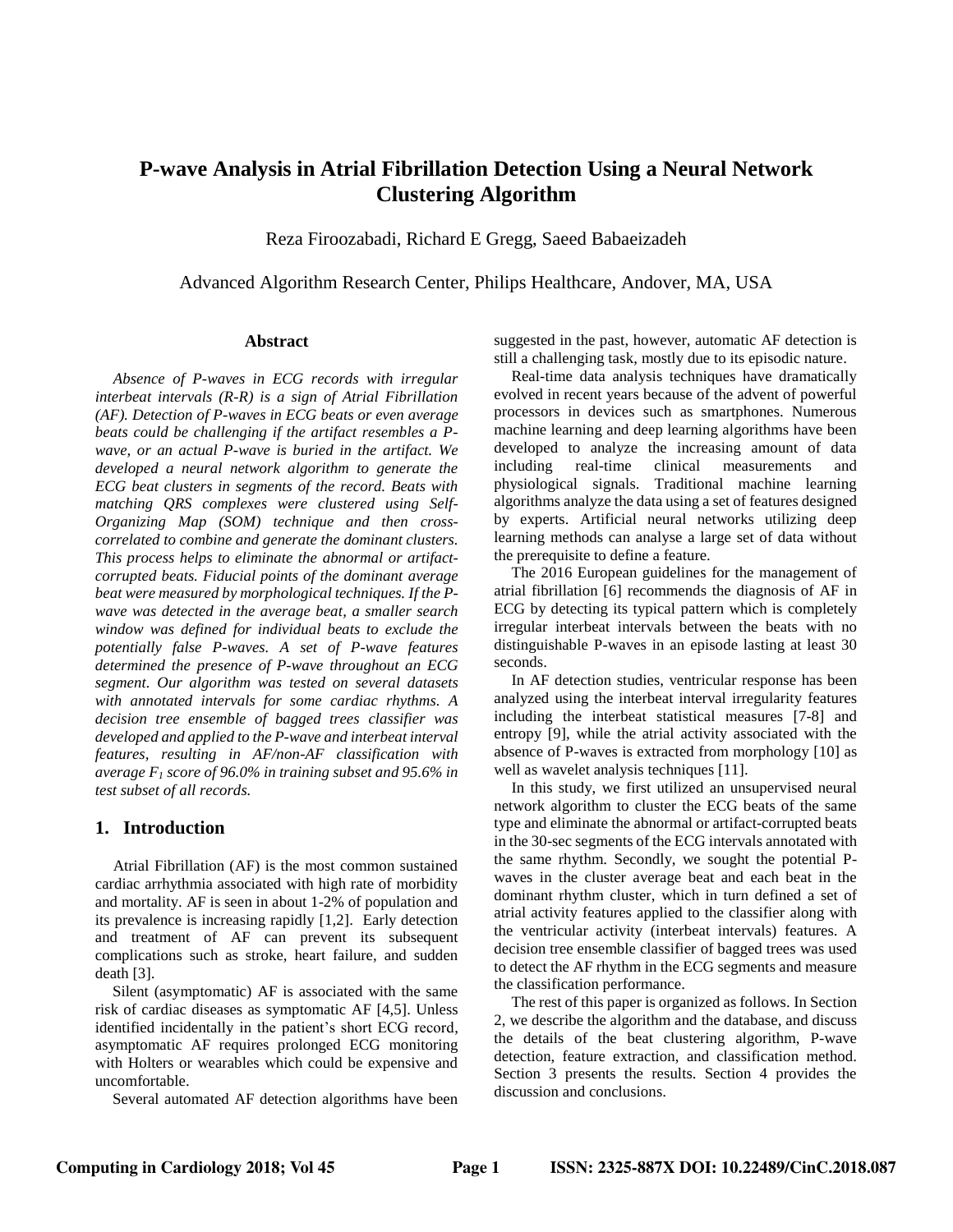# P-wave Analysis in Atrial Fibrillation Detection Using a Neural Network Clustering Algorithm

Reza Firoozabadi, Richard E Gregg, Saeed Babaeizadeh

Advanced Algorithm Research Center, Philips Healthcare, Andover, MA, USA

## Abstract

*Absence of P-waves in ECG records with irregular interbeat intervals (R-R) is a sign of Atrial Fibrillation (AF). Detection of P-waves in ECG beats or even average beats could be challenging if the artifact resembles a P-wave, or an actual P-wave is buried in the artifact. We developed a neural network algorithm to generate the ECG beat clusters in segments of the record. Beats with matching QRS complexes were clustered using Self-Organizing Map (SOM) technique and then cross-correlated to combine and generate the dominant clusters. This process helps to eliminate the abnormal or artifact-corrupted beats. Fiducial points of the dominant average beat were measured by morphological techniques. If the P-wave was detected in the average beat, a smaller search window was defined for individual beats to exclude the potentially false P-waves. A set of P-wave features determined the presence of P-wave throughout an ECG segment. Our algorithm was tested on several datasets with annotated intervals for some cardiac rhythms. A decision tree ensemble of bagged trees classifier was developed and applied to the P-wave and interbeat interval features, resulting in AF/non-AF classification with average $F_1$ score of 96.0% in training subset and 95.6% in test subset of all records.*

## 1. Introduction

Atrial Fibrillation (AF) is the most common sustained cardiac arrhythmia associated with high rate of morbidity and mortality. AF is seen in about 1-2% of population and its prevalence is increasing rapidly [1,2]. Early detection and treatment of AF can prevent its subsequent complications such as stroke, heart failure, and sudden death [3].

Silent (asymptomatic) AF is associated with the same risk of cardiac diseases as symptomatic AF [4,5]. Unless identified incidentally in the patient's short ECG record, asymptomatic AF requires prolonged ECG monitoring with Holters or wearables which could be expensive and uncomfortable.

Several automated AF detection algorithms have been suggested in the past, however, automatic AF detection is still a challenging task, mostly due to its episodic nature.

Real-time data analysis techniques have dramatically evolved in recent years because of the advent of powerful processors in devices such as smartphones. Numerous machine learning and deep learning algorithms have been developed to analyze the increasing amount of data including real-time clinical measurements and physiological signals. Traditional machine learning algorithms analyze the data using a set of features designed by experts. Artificial neural networks utilizing deep learning methods can analyse a large set of data without the prerequisite to define a feature.

The 2016 European guidelines for the management of atrial fibrillation [6] recommends the diagnosis of AF in ECG by detecting its typical pattern which is completely irregular interbeat intervals between the beats with no distinguishable P-waves in an episode lasting at least 30 seconds.

In AF detection studies, ventricular response has been analyzed using the interbeat interval irregularity features including the interbeat statistical measures [7-8] and entropy [9], while the atrial activity associated with the absence of P-waves is extracted from morphology [10] as well as wavelet analysis techniques [11].

In this study, we first utilized an unsupervised neural network algorithm to cluster the ECG beats of the same type and eliminate the abnormal or artifact-corrupted beats in the 30-sec segments of the ECG intervals annotated with the same rhythm. Secondly, we sought the potential P-waves in the cluster average beat and each beat in the dominant rhythm cluster, which in turn defined a set of atrial activity features applied to the classifier along with the ventricular activity (interbeat intervals) features. A decision tree ensemble classifier of bagged trees was used to detect the AF rhythm in the ECG segments and measure the classification performance.

The rest of this paper is organized as follows. In Section 2, we describe the algorithm and the database, and discuss the details of the beat clustering algorithm, P-wave detection, feature extraction, and classification method. Section 3 presents the results. Section 4 provides the discussion and conclusions.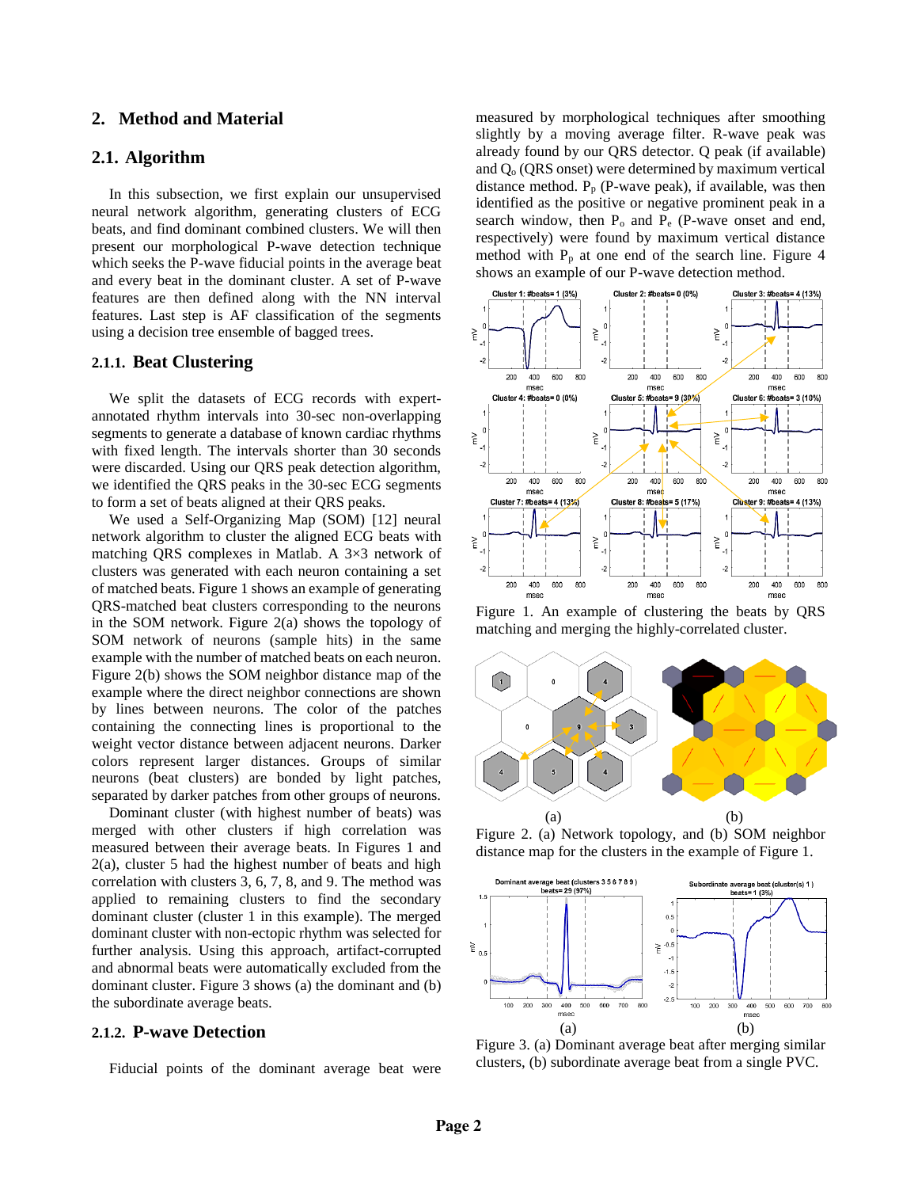## 2. Method and Material

### 2.1. Algorithm

In this subsection, we first explain our unsupervised neural network algorithm, generating clusters of ECG beats, and find dominant combined clusters. We will then present our morphological P-wave detection technique which seeks the P-wave fiducial points in the average beat and every beat in the dominant cluster. A set of P-wave features are then defined along with the NN interval features. Last step is AF classification of the segments using a decision tree ensemble of bagged trees.

#### 2.1.1. Beat Clustering

We split the datasets of ECG records with expert-annotated rhythm intervals into 30-sec non-overlapping segments to generate a database of known cardiac rhythms with fixed length. The intervals shorter than 30 seconds were discarded. Using our QRS peak detection algorithm, we identified the QRS peaks in the 30-sec ECG segments to form a set of beats aligned at their QRS peaks.

We used a Self-Organizing Map (SOM) [12] neural network algorithm to cluster the aligned ECG beats with matching QRS complexes in Matlab. A 3×3 network of clusters was generated with each neuron containing a set of matched beats. Figure 1 shows an example of generating QRS-matched beat clusters corresponding to the neurons in the SOM network. Figure 2(a) shows the topology of SOM network of neurons (sample hits) in the same example with the number of matched beats on each neuron. Figure 2(b) shows the SOM neighbor distance map of the example where the direct neighbor connections are shown by lines between neurons. The color of the patches containing the connecting lines is proportional to the weight vector distance between adjacent neurons. Darker colors represent larger distances. Groups of similar neurons (beat clusters) are bonded by light patches, separated by darker patches from other groups of neurons.

Dominant cluster (with highest number of beats) was merged with other clusters if high correlation was measured between their average beats. In Figures 1 and 2(a), cluster 5 had the highest number of beats and high correlation with clusters 3, 6, 7, 8, and 9. The method was applied to remaining clusters to find the secondary dominant cluster (cluster 1 in this example). The merged dominant cluster with non-ectopic rhythm was selected for further analysis. Using this approach, artifact-corrupted and abnormal beats were automatically excluded from the dominant cluster. Figure 3 shows (a) the dominant and (b) the subordinate average beats.

#### 2.1.2. P-wave Detection

Fiducial points of the dominant average beat were measured by morphological techniques after smoothing slightly by a moving average filter. R-wave peak was already found by our QRS detector. Q peak (if available) and $Q_o$ (QRS onset) were determined by maximum vertical distance method. $P_p$ (P-wave peak), if available, was then identified as the positive or negative prominent peak in a search window, then $P_o$ and $P_e$ (P-wave onset and end, respectively) were found by maximum vertical distance method with $P_p$ at one end of the search line. Figure 4 shows an example of our P-wave detection method.

Figure 1. An example of clustering the beats by QRS matching and merging the highly-correlated cluster.

(a) (b)

Figure 2. (a) Network topology, and (b) SOM neighbor distance map for the clusters in the example of Figure 1.

(a) (b)

Figure 3. (a) Dominant average beat after merging similar clusters, (b) subordinate average beat from a single PVC.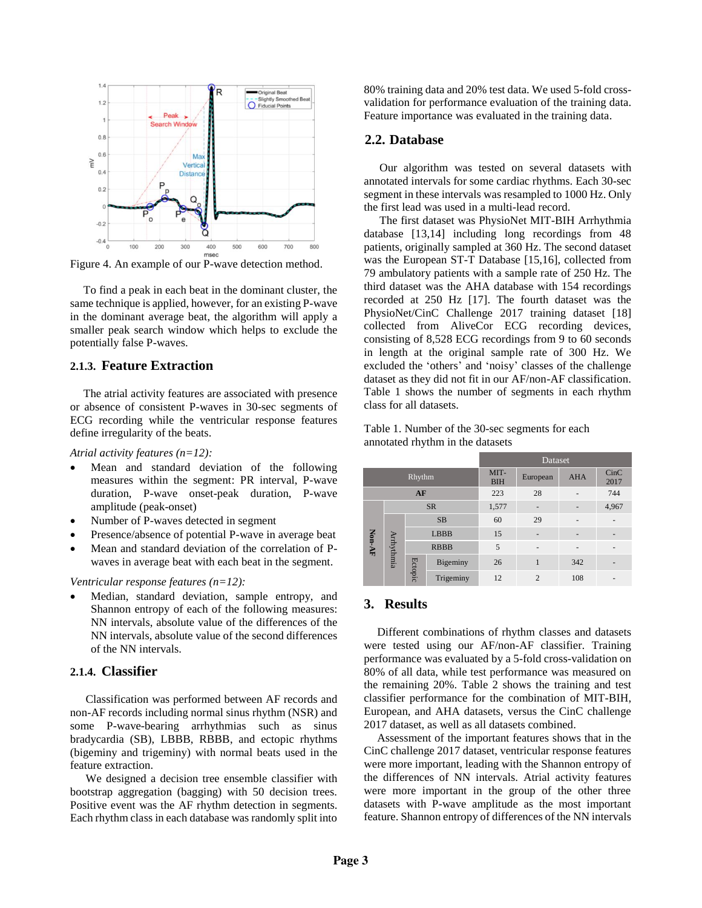Figure 4. An example of our P-wave detection method.

To find a peak in each beat in the dominant cluster, the same technique is applied, however, for an existing P-wave in the dominant average beat, the algorithm will apply a smaller peak search window which helps to exclude the potentially false P-waves.

### 2.1.3. Feature Extraction

The atrial activity features are associated with presence or absence of consistent P-waves in 30-sec segments of ECG recording while the ventricular response features define irregularity of the beats.

*Atrial activity features (n=12):*

- Mean and standard deviation of the following measures within the segment: PR interval, P-wave duration, P-wave onset-peak duration, P-wave amplitude (peak-onset)
- Number of P-waves detected in segment
- Presence/absence of potential P-wave in average beat
- Mean and standard deviation of the correlation of P-waves in average beat with each beat in the segment.

*Ventricular response features (n=12):*

- Median, standard deviation, sample entropy, and Shannon entropy of each of the following measures: NN intervals, absolute value of the differences of the NN intervals, absolute value of the second differences of the NN intervals.

### 2.1.4. Classifier

Classification was performed between AF records and non-AF records including normal sinus rhythm (NSR) and some P-wave-bearing arrhythmias such as sinus bradycardia (SB), LBBB, RBBB, and ectopic rhythms (bigeminy and trigeminy) with normal beats used in the feature extraction.

We designed a decision tree ensemble classifier with bootstrap aggregation (bagging) with 50 decision trees. Positive event was the AF rhythm detection in segments. Each rhythm class in each database was randomly split into 80% training data and 20% test data. We used 5-fold cross-validation for performance evaluation of the training data. Feature importance was evaluated in the training data.

## 2.2. Database

Our algorithm was tested on several datasets with annotated intervals for some cardiac rhythms. Each 30-sec segment in these intervals was resampled to 1000 Hz. Only the first lead was used in a multi-lead record.

The first dataset was PhysioNet MIT-BIH Arrhythmia database [13,14] including long recordings from 48 patients, originally sampled at 360 Hz. The second dataset was the European ST-T Database [15,16], collected from 79 ambulatory patients with a sample rate of 250 Hz. The third dataset was the AHA database with 154 recordings recorded at 250 Hz [17]. The fourth dataset was the PhysioNet/CinC Challenge 2017 training dataset [18] collected from AliveCor ECG recording devices, consisting of 8,528 ECG recordings from 9 to 60 seconds in length at the original sample rate of 300 Hz. We excluded the 'others' and 'noisy' classes of the challenge dataset as they did not fit in our AF/non-AF classification. Table 1 shows the number of segments in each rhythm class for all datasets.

Table 1. Number of the 30-sec segments for each annotated rhythm in the datasets

| Rhythm | | | | Dataset | | | |
|---|---|---|---|---|---|---|---|
| | | | | MIT-BIH | European | AHA | CinC 2017 |
| AF | | | | 223 | 28 | - | 744 |
| Non-AF | SR | | | 1,577 | - | - | 4,967 |
| | Arrhythmia | SB | | 60 | 29 | - | - |
| | | LBBB | | 15 | - | - | - |
| | | RBBB | | 5 | - | - | - |
| | | Ectopic | Bigeminy | 26 | 1 | 342 | - |
| | | | Trigeminy | 12 | 2 | 108 | - |

## 3. Results

Different combinations of rhythm classes and datasets were tested using our AF/non-AF classifier. Training performance was evaluated by a 5-fold cross-validation on 80% of all data, while test performance was measured on the remaining 20%. Table 2 shows the training and test classifier performance for the combination of MIT-BIH, European, and AHA datasets, versus the CinC challenge 2017 dataset, as well as all datasets combined.

Assessment of the important features shows that in the CinC challenge 2017 dataset, ventricular response features were more important, leading with the Shannon entropy of the differences of NN intervals. Atrial activity features were more important in the group of the other three datasets with P-wave amplitude as the most important feature. Shannon entropy of differences of the NN intervals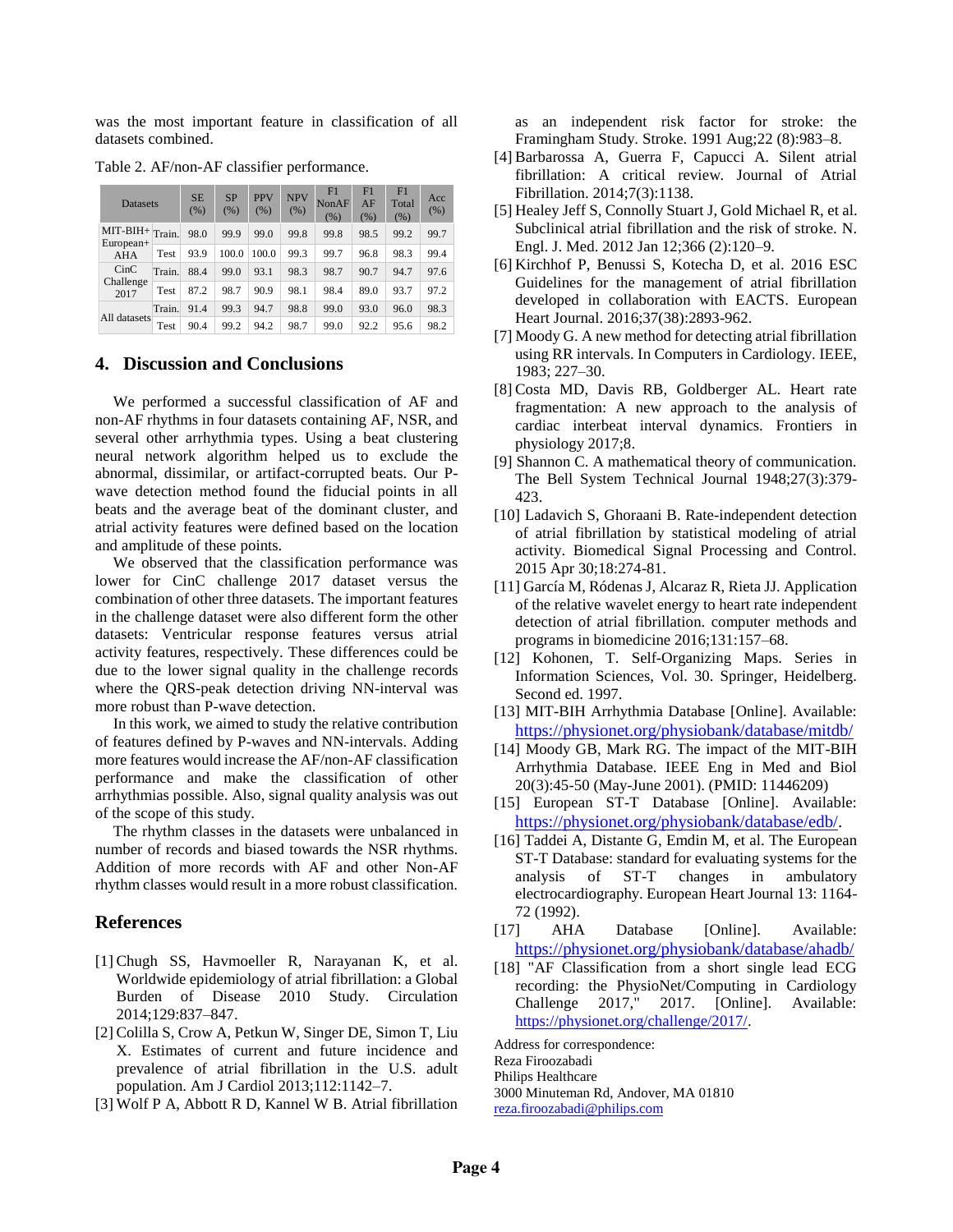was the most important feature in classification of all datasets combined.

Table 2. AF/non-AF classifier performance.

| Datasets | | SE (%) | SP (%) | PPV (%) | NPV (%) | F1 NonAF (%) | F1 AF (%) | F1 Total (%) | Acc (%) |
|---|---|---|---|---|---|---|---|---|---|
| MIT-BIH+ European+ AHA | Train. | 98.0 | 99.9 | 99.0 | 99.8 | 99.8 | 98.5 | 99.2 | 99.7 |
| | Test | 93.9 | 100.0 | 100.0 | 99.3 | 99.7 | 96.8 | 98.3 | 99.4 |
| CinC Challenge 2017 | Train. | 88.4 | 99.0 | 93.1 | 98.3 | 98.7 | 90.7 | 94.7 | 97.6 |
| | Test | 87.2 | 98.7 | 90.9 | 98.1 | 98.4 | 89.0 | 93.7 | 97.2 |
| All datasets | Train. | 91.4 | 99.3 | 94.7 | 98.8 | 99.0 | 93.0 | 96.0 | 98.3 |
| | Test | 90.4 | 99.2 | 94.2 | 98.7 | 99.0 | 92.2 | 95.6 | 98.2 |

## 4. Discussion and Conclusions

We performed a successful classification of AF and non-AF rhythms in four datasets containing AF, NSR, and several other arrhythmia types. Using a beat clustering neural network algorithm helped us to exclude the abnormal, dissimilar, or artifact-corrupted beats. Our P-wave detection method found the fiducial points in all beats and the average beat of the dominant cluster, and atrial activity features were defined based on the location and amplitude of these points.

We observed that the classification performance was lower for CinC challenge 2017 dataset versus the combination of other three datasets. The important features in the challenge dataset were also different form the other datasets: Ventricular response features versus atrial activity features, respectively. These differences could be due to the lower signal quality in the challenge records where the QRS-peak detection driving NN-interval was more robust than P-wave detection.

In this work, we aimed to study the relative contribution of features defined by P-waves and NN-intervals. Adding more features would increase the AF/non-AF classification performance and make the classification of other arrhythmias possible. Also, signal quality analysis was out of the scope of this study.

The rhythm classes in the datasets were unbalanced in number of records and biased towards the NSR rhythms. Addition of more records with AF and other Non-AF rhythm classes would result in a more robust classification.

## References

[1] Chugh SS, Havmoeller R, Narayanan K, et al. Worldwide epidemiology of atrial fibrillation: a Global Burden of Disease 2010 Study. Circulation 2014;129:837–847.

[2] Colilla S, Crow A, Petkun W, Singer DE, Simon T, Liu X. Estimates of current and future incidence and prevalence of atrial fibrillation in the U.S. adult population. Am J Cardiol 2013;112:1142–7.

[3] Wolf P A, Abbott R D, Kannel W B. Atrial fibrillation as an independent risk factor for stroke: the Framingham Study. Stroke. 1991 Aug;22 (8):983–8.

[4] Barbarossa A, Guerra F, Capucci A. Silent atrial fibrillation: A critical review. Journal of Atrial Fibrillation. 2014;7(3):1138.

[5] Healey Jeff S, Connolly Stuart J, Gold Michael R, et al. Subclinical atrial fibrillation and the risk of stroke. N. Engl. J. Med. 2012 Jan 12;366 (2):120–9.

[6] Kirchhof P, Benussi S, Kotecha D, et al. 2016 ESC Guidelines for the management of atrial fibrillation developed in collaboration with EACTS. European Heart Journal. 2016;37(38):2893-962.

[7] Moody G. A new method for detecting atrial fibrillation using RR intervals. In Computers in Cardiology. IEEE, 1983; 227–30.

[8] Costa MD, Davis RB, Goldberger AL. Heart rate fragmentation: A new approach to the analysis of cardiac interbeat interval dynamics. Frontiers in physiology 2017;8.

[9] Shannon C. A mathematical theory of communication. The Bell System Technical Journal 1948;27(3):379-423.

[10] Ladavich S, Ghoraani B. Rate-independent detection of atrial fibrillation by statistical modeling of atrial activity. Biomedical Signal Processing and Control. 2015 Apr 30;18:274-81.

[11] García M, Ródenas J, Alcaraz R, Rieta JJ. Application of the relative wavelet energy to heart rate independent detection of atrial fibrillation. computer methods and programs in biomedicine 2016;131:157–68.

[12] Kohonen, T. Self-Organizing Maps. Series in Information Sciences, Vol. 30. Springer, Heidelberg. Second ed. 1997.

[13] MIT-BIH Arrhythmia Database [Online]. Available: https://physionet.org/physiobank/database/mitdb/

[14] Moody GB, Mark RG. The impact of the MIT-BIH Arrhythmia Database. IEEE Eng in Med and Biol 20(3):45-50 (May-June 2001). (PMID: 11446209)

[15] European ST-T Database [Online]. Available: https://physionet.org/physiobank/database/edb/.

[16] Taddei A, Distante G, Emdin M, et al. The European ST-T Database: standard for evaluating systems for the analysis of ST-T changes in ambulatory electrocardiography. European Heart Journal 13: 1164-72 (1992).

[17] AHA Database [Online]. Available: https://physionet.org/physiobank/database/ahadb/

[18] "AF Classification from a short single lead ECG recording: the PhysioNet/Computing in Cardiology Challenge 2017," 2017. [Online]. Available: https://physionet.org/challenge/2017/.

Address for correspondence:
Reza Firoozabadi
Philips Healthcare
3000 Minuteman Rd, Andover, MA 01810
reza.firoozabadi@philips.com